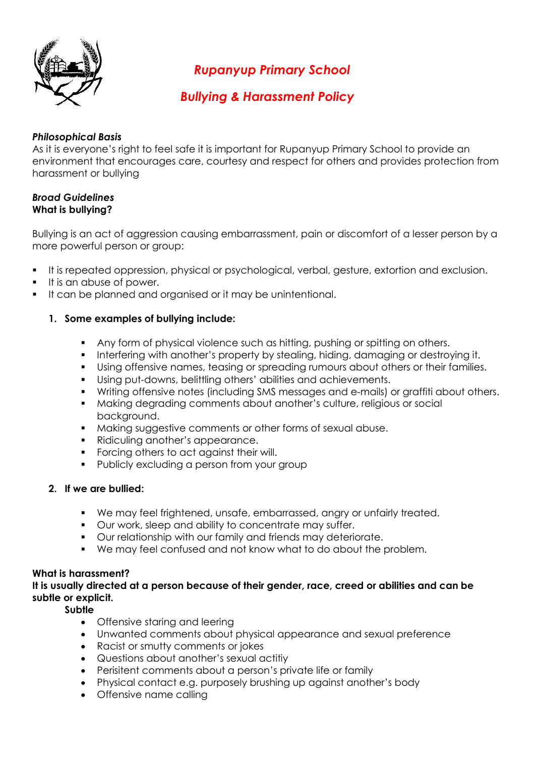# *Rupanyup Primary School*

## *Bullying & Harassment Policy*

***Philosophical Basis***

As it is everyone's right to feel safe it is important for Rupanyup Primary School to provide an environment that encourages care, courtesy and respect for others and provides protection from harassment or bullying

***Broad Guidelines***

**What is bullying?**

Bullying is an act of aggression causing embarrassment, pain or discomfort of a lesser person by a more powerful person or group:

- It is repeated oppression, physical or psychological, verbal, gesture, extortion and exclusion.
- It is an abuse of power.
- It can be planned and organised or it may be unintentional.

1. **Some examples of bullying include:**
    - Any form of physical violence such as hitting, pushing or spitting on others.
    - Interfering with another's property by stealing, hiding, damaging or destroying it.
    - Using offensive names, teasing or spreading rumours about others or their families.
    - Using put-downs, belittling others' abilities and achievements.
    - Writing offensive notes (including SMS messages and e-mails) or graffiti about others.
    - Making degrading comments about another's culture, religious or social background.
    - Making suggestive comments or other forms of sexual abuse.
    - Ridiculing another's appearance.
    - Forcing others to act against their will.
    - Publicly excluding a person from your group

2. **If we are bullied:**
    - We may feel frightened, unsafe, embarrassed, angry or unfairly treated.
    - Our work, sleep and ability to concentrate may suffer.
    - Our relationship with our family and friends may deteriorate.
    - We may feel confused and not know what to do about the problem.

**What is harassment?**

**It is usually directed at a person because of their gender, race, creed or abilities and can be subtle or explicit.**

**Subtle**

- Offensive staring and leering
- Unwanted comments about physical appearance and sexual preference
- Racist or smutty comments or jokes
- Questions about another's sexual actitiy
- Perisitent comments about a person's private life or family
- Physical contact e.g. purposely brushing up against another's body
- Offensive name calling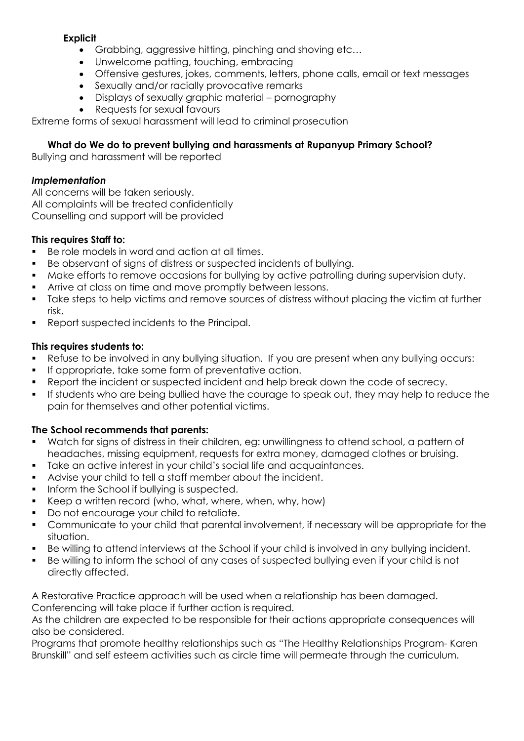**Explicit**

- Grabbing, aggressive hitting, pinching and shoving etc…
- Unwelcome patting, touching, embracing
- Offensive gestures, jokes, comments, letters, phone calls, email or text messages
- Sexually and/or racially provocative remarks
- Displays of sexually graphic material – pornography
- Requests for sexual favours

Extreme forms of sexual harassment will lead to criminal prosecution

**What do We do to prevent bullying and harassments at Rupanyup Primary School?**

Bullying and harassment will be reported

***Implementation***

All concerns will be taken seriously.
All complaints will be treated confidentially
Counselling and support will be provided

**This requires Staff to:**

- Be role models in word and action at all times.
- Be observant of signs of distress or suspected incidents of bullying.
- Make efforts to remove occasions for bullying by active patrolling during supervision duty.
- Arrive at class on time and move promptly between lessons.
- Take steps to help victims and remove sources of distress without placing the victim at further risk.
- Report suspected incidents to the Principal.

**This requires students to:**

- Refuse to be involved in any bullying situation. If you are present when any bullying occurs:
- If appropriate, take some form of preventative action.
- Report the incident or suspected incident and help break down the code of secrecy.
- If students who are being bullied have the courage to speak out, they may help to reduce the pain for themselves and other potential victims.

**The School recommends that parents:**

- Watch for signs of distress in their children, eg: unwillingness to attend school, a pattern of headaches, missing equipment, requests for extra money, damaged clothes or bruising.
- Take an active interest in your child's social life and acquaintances.
- Advise your child to tell a staff member about the incident.
- Inform the School if bullying is suspected.
- Keep a written record (who, what, where, when, why, how)
- Do not encourage your child to retaliate.
- Communicate to your child that parental involvement, if necessary will be appropriate for the situation.
- Be willing to attend interviews at the School if your child is involved in any bullying incident.
- Be willing to inform the school of any cases of suspected bullying even if your child is not directly affected.

A Restorative Practice approach will be used when a relationship has been damaged.
Conferencing will take place if further action is required.
As the children are expected to be responsible for their actions appropriate consequences will also be considered.
Programs that promote healthy relationships such as "The Healthy Relationships Program- Karen Brunskill" and self esteem activities such as circle time will permeate through the curriculum.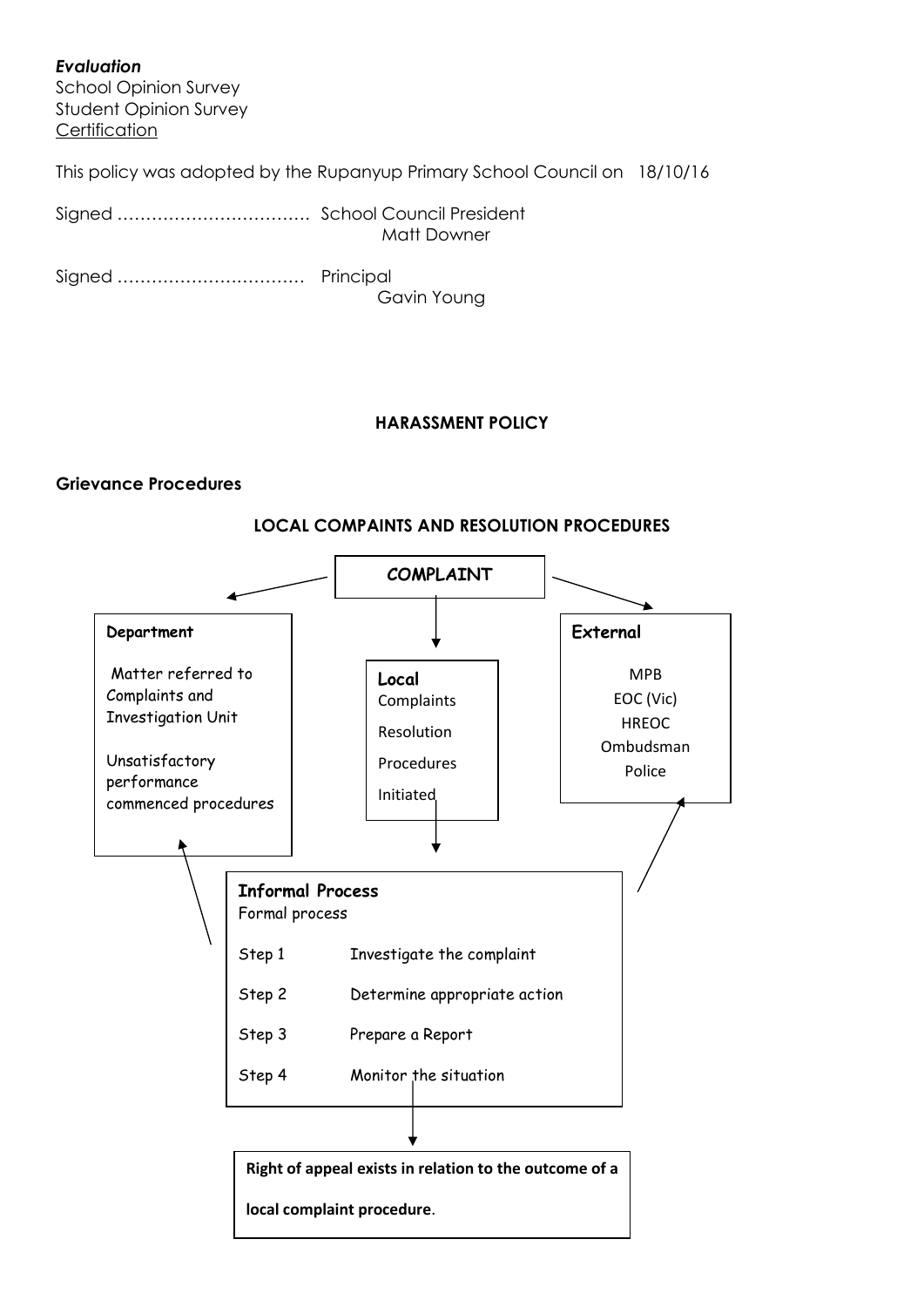***Evaluation***

School Opinion Survey
Student Opinion Survey
Certification

This policy was adopted by the Rupanyup Primary School Council on 18/10/16

Signed …………………………… School Council President
Matt Downer

Signed …………………………… Principal
Gavin Young

## HARASSMENT POLICY

### Grievance Procedures

#### LOCAL COMPAINTS AND RESOLUTION PROCEDURES

***COMPLAINT***

**Department**

Matter referred to Complaints and Investigation Unit

Unsatisfactory performance commenced procedures

**Local**
Complaints
Resolution
Procedures
Initiated

**External**

MPB
EOC (Vic)
HREOC
Ombudsman
Police

**Informal Process**
Formal process

Step 1 Investigate the complaint

Step 2 Determine appropriate action

Step 3 Prepare a Report

Step 4 Monitor the situation

**Right of appeal exists in relation to the outcome of a local complaint procedure**.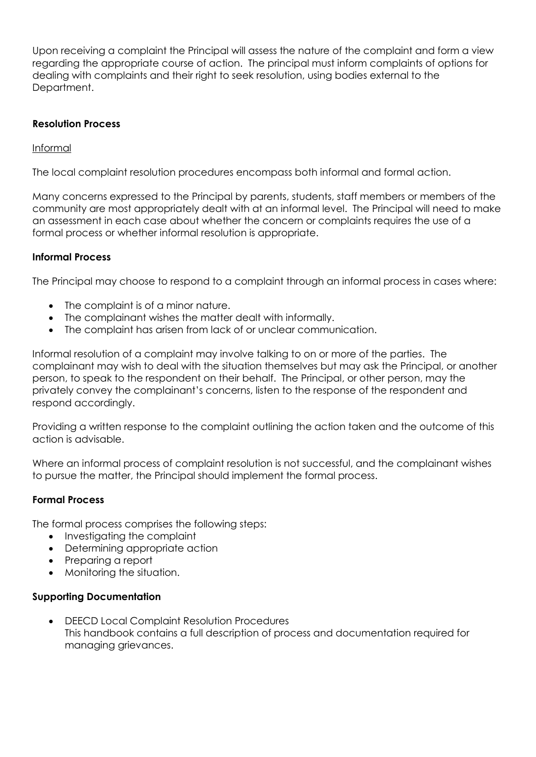Upon receiving a complaint the Principal will assess the nature of the complaint and form a view regarding the appropriate course of action. The principal must inform complaints of options for dealing with complaints and their right to seek resolution, using bodies external to the Department.

**Resolution Process**

Informal

The local complaint resolution procedures encompass both informal and formal action.

Many concerns expressed to the Principal by parents, students, staff members or members of the community are most appropriately dealt with at an informal level. The Principal will need to make an assessment in each case about whether the concern or complaints requires the use of a formal process or whether informal resolution is appropriate.

**Informal Process**

The Principal may choose to respond to a complaint through an informal process in cases where:

- The complaint is of a minor nature.
- The complainant wishes the matter dealt with informally.
- The complaint has arisen from lack of or unclear communication.

Informal resolution of a complaint may involve talking to on or more of the parties. The complainant may wish to deal with the situation themselves but may ask the Principal, or another person, to speak to the respondent on their behalf. The Principal, or other person, may the privately convey the complainant's concerns, listen to the response of the respondent and respond accordingly.

Providing a written response to the complaint outlining the action taken and the outcome of this action is advisable.

Where an informal process of complaint resolution is not successful, and the complainant wishes to pursue the matter, the Principal should implement the formal process.

**Formal Process**

The formal process comprises the following steps:

- Investigating the complaint
- Determining appropriate action
- Preparing a report
- Monitoring the situation.

**Supporting Documentation**

- DEECD Local Complaint Resolution Procedures
  This handbook contains a full description of process and documentation required for managing grievances.